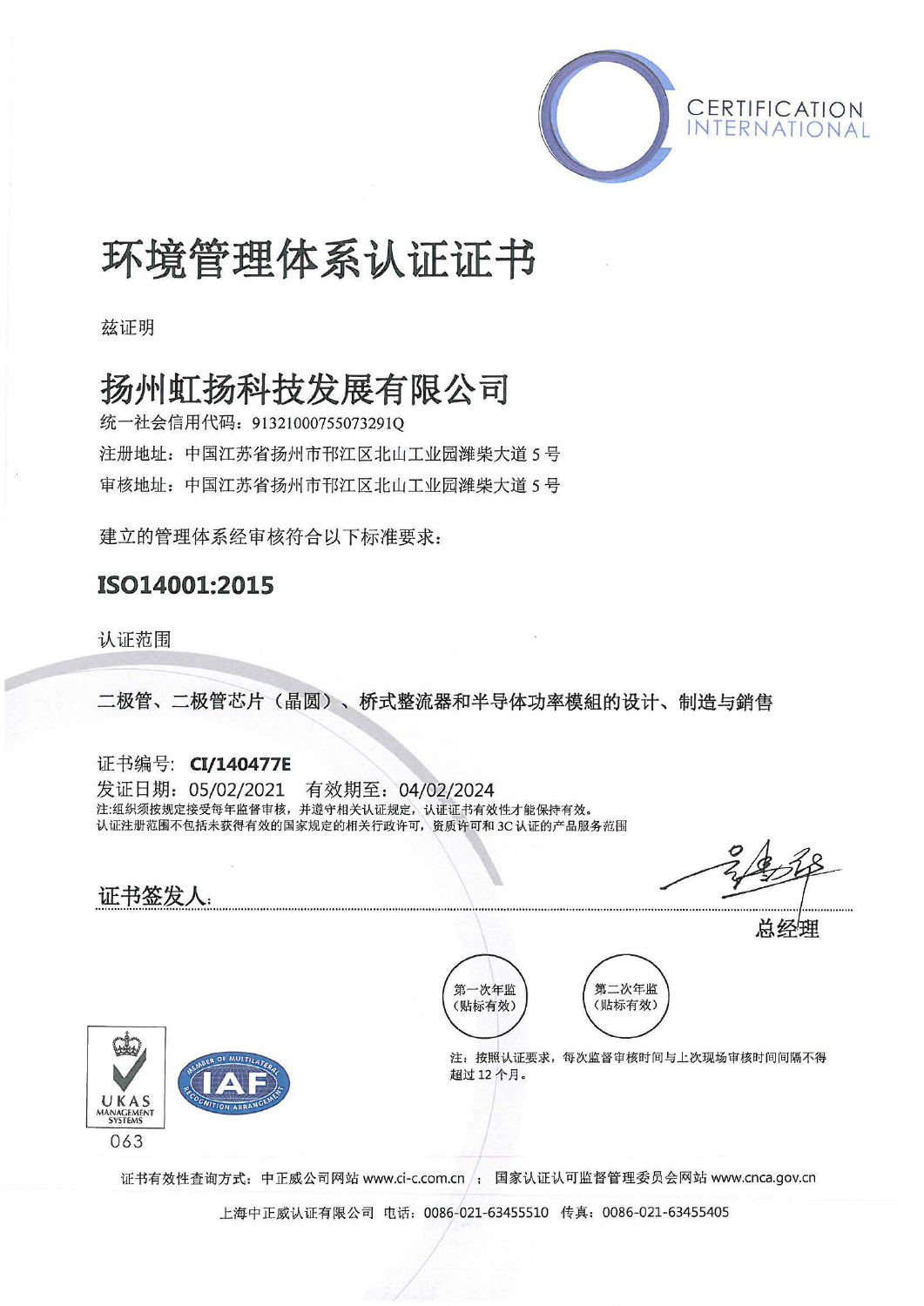CERTIFICATION INTERNATIONAL

# 环境管理体系认证证书

兹证明

## 扬州虹扬科技发展有限公司

统一社会信用代码：91321000755073291Q

注册地址：中国江苏省扬州市邗江区北山工业园潍柴大道 5 号

审核地址：中国江苏省扬州市邗江区北山工业园潍柴大道 5 号

建立的管理体系经审核符合以下标准要求：

**ISO14001:2015**

认证范围

**二极管、二极管芯片（晶圆）、桥式整流器和半导体功率模組的设计、制造与銷售**

证书编号：**CI/140477E**

发证日期：05/02/2021　有效期至：04/02/2024

注:组织须按规定接受每年监督审核，并遵守相关认证规定，认证证书有效性才能保持有效。

认证注册范围不包括未获得有效的国家规定的相关行政许可，资质许可和 3C 认证的产品服务范围

证书签发人：

总经理

第一次年监（贴标有效）

第二次年监（贴标有效）

注：按照认证要求，每次监督审核时间与上次现场审核时间间隔不得超过 12 个月。

UKAS MANAGEMENT SYSTEMS 063

IAF MEMBER OF MULTILATERAL RECOGNITION ARRANGEMENT

证书有效性查询方式：中正威公司网站 www.ci-c.com.cn ；国家认证认可监督管理委员会网站 www.cnca.gov.cn

上海中正威认证有限公司 电话：0086-021-63455510 传真：0086-021-63455405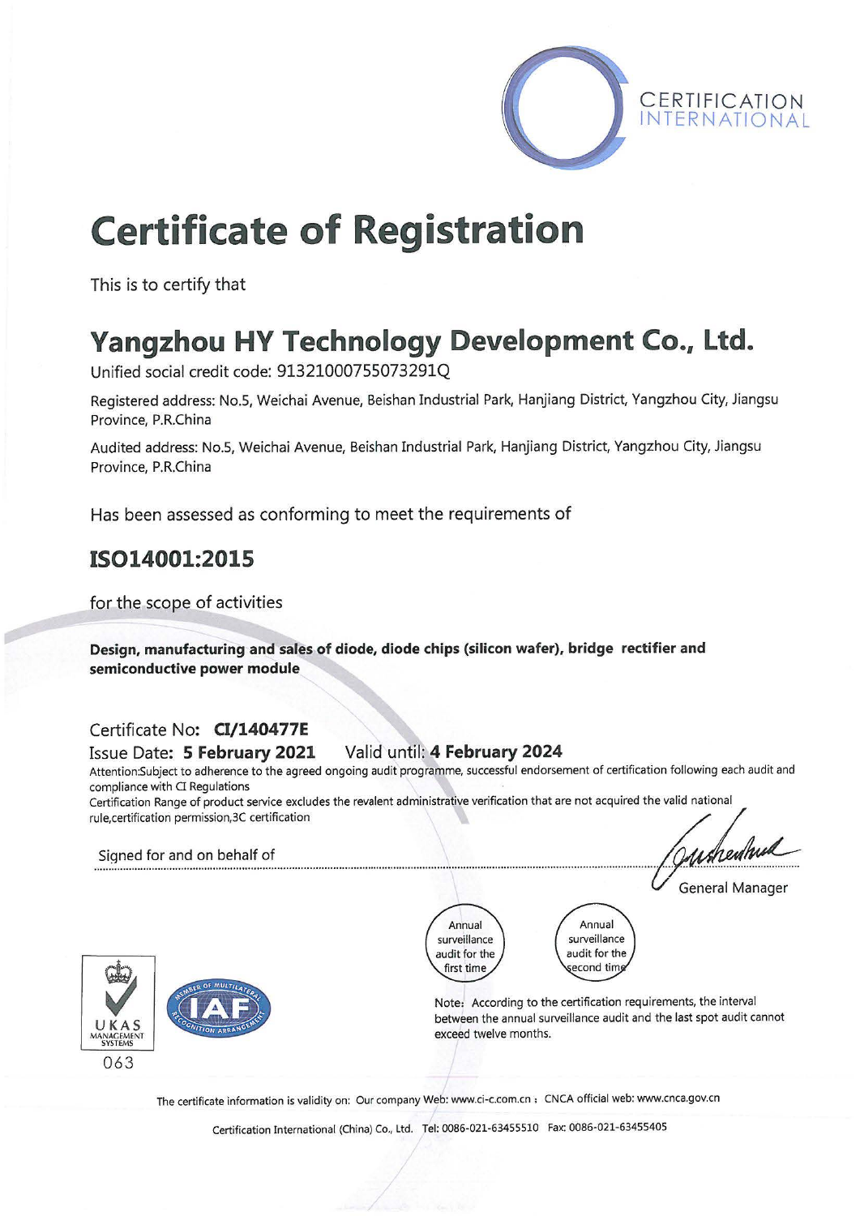CERTIFICATION INTERNATIONAL

# Certificate of Registration

This is to certify that

## Yangzhou HY Technology Development Co., Ltd.

Unified social credit code: 91321000755073291Q

Registered address: No.5, Weichai Avenue, Beishan Industrial Park, Hanjiang District, Yangzhou City, Jiangsu Province, P.R.China

Audited address: No.5, Weichai Avenue, Beishan Industrial Park, Hanjiang District, Yangzhou City, Jiangsu Province, P.R.China

Has been assessed as conforming to meet the requirements of

## ISO14001:2015

for the scope of activities

**Design, manufacturing and sales of diode, diode chips (silicon wafer), bridge rectifier and semiconductive power module**

Certificate No: **CI/140477E**

Issue Date: **5 February 2021** Valid until: **4 February 2024**

Attention:Subject to adherence to the agreed ongoing audit programme, successful endorsement of certification following each audit and compliance with CI Regulations

Certification Range of product service excludes the revalent administrative verification that are not acquired the valid national rule,certification permission,3C certification

Signed for and on behalf of

General Manager

Annual surveillance audit for the first time

Annual surveillance audit for the second time

UKAS MANAGEMENT SYSTEMS 063

IAF MEMBER OF MULTILATERAL RECOGNITION ARRANGEMENT

Note: According to the certification requirements, the interval between the annual surveillance audit and the last spot audit cannot exceed twelve months.

The certificate information is validity on: Our company Web: www.ci-c.com.cn ; CNCA official web: www.cnca.gov.cn

Certification International (China) Co., Ltd. Tel: 0086-021-63455510 Fax: 0086-021-63455405